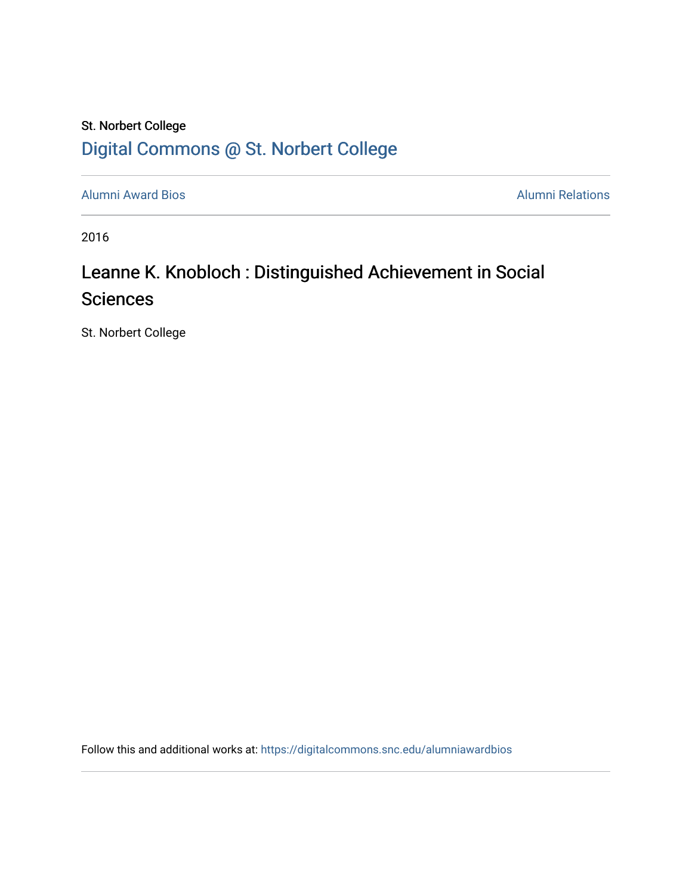St. Norbert College

[Digital Commons @ St. Norbert College](https://digitalcommons.snc.edu)

Alumni Award Bios | Alumni Relations

2016

# Leanne K. Knobloch : Distinguished Achievement in Social Sciences

St. Norbert College

Follow this and additional works at: https://digitalcommons.snc.edu/alumniawardbios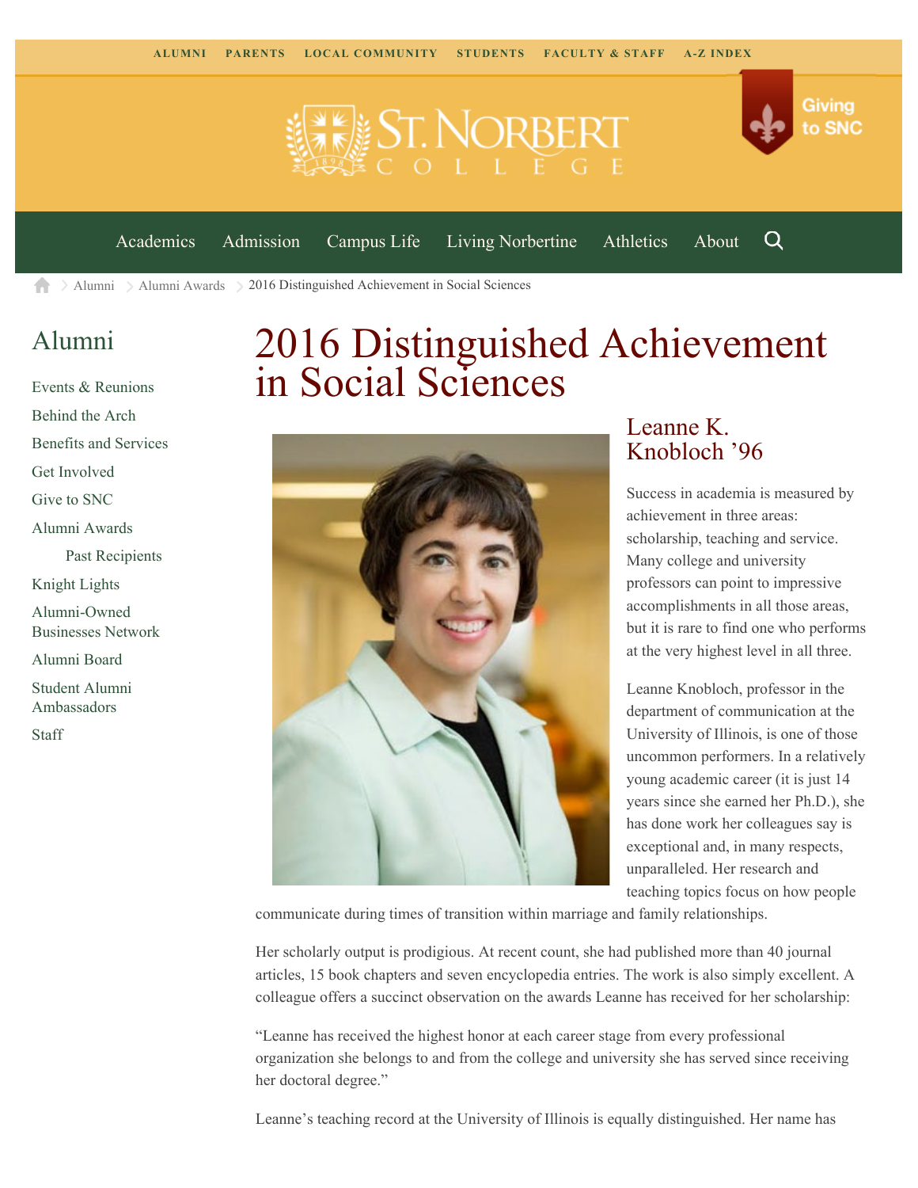ALUMNI PARENTS LOCAL COMMUNITY STUDENTS FACULTY & STAFF A-Z INDEX

Giving to SNC

Academics Admission Campus Life Living Norbertine Athletics About

Alumni > Alumni Awards > 2016 Distinguished Achievement in Social Sciences

## Alumni

- Events & Reunions
- Behind the Arch
- Benefits and Services
- Get Involved
- Give to SNC
- Alumni Awards
  - Past Recipients
- Knight Lights
- Alumni-Owned Businesses Network
- Alumni Board
- Student Alumni Ambassadors
- Staff

# 2016 Distinguished Achievement in Social Sciences

## Leanne K. Knobloch '96

Success in academia is measured by achievement in three areas: scholarship, teaching and service. Many college and university professors can point to impressive accomplishments in all those areas, but it is rare to find one who performs at the very highest level in all three.

Leanne Knobloch, professor in the department of communication at the University of Illinois, is one of those uncommon performers. In a relatively young academic career (it is just 14 years since she earned her Ph.D.), she has done work her colleagues say is exceptional and, in many respects, unparalleled. Her research and teaching topics focus on how people communicate during times of transition within marriage and family relationships.

Her scholarly output is prodigious. At recent count, she had published more than 40 journal articles, 15 book chapters and seven encyclopedia entries. The work is also simply excellent. A colleague offers a succinct observation on the awards Leanne has received for her scholarship:

"Leanne has received the highest honor at each career stage from every professional organization she belongs to and from the college and university she has served since receiving her doctoral degree."

Leanne's teaching record at the University of Illinois is equally distinguished. Her name has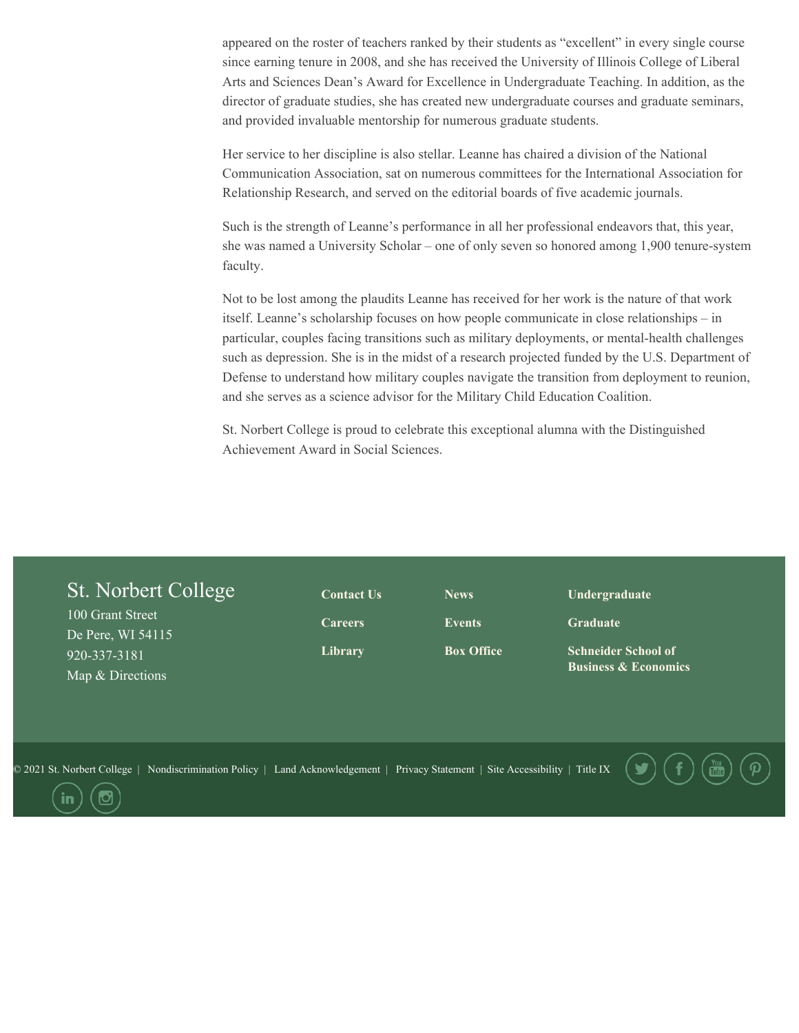appeared on the roster of teachers ranked by their students as "excellent" in every single course since earning tenure in 2008, and she has received the University of Illinois College of Liberal Arts and Sciences Dean's Award for Excellence in Undergraduate Teaching. In addition, as the director of graduate studies, she has created new undergraduate courses and graduate seminars, and provided invaluable mentorship for numerous graduate students.

Her service to her discipline is also stellar. Leanne has chaired a division of the National Communication Association, sat on numerous committees for the International Association for Relationship Research, and served on the editorial boards of five academic journals.

Such is the strength of Leanne's performance in all her professional endeavors that, this year, she was named a University Scholar – one of only seven so honored among 1,900 tenure-system faculty.

Not to be lost among the plaudits Leanne has received for her work is the nature of that work itself. Leanne's scholarship focuses on how people communicate in close relationships – in particular, couples facing transitions such as military deployments, or mental-health challenges such as depression. She is in the midst of a research projected funded by the U.S. Department of Defense to understand how military couples navigate the transition from deployment to reunion, and she serves as a science advisor for the Military Child Education Coalition.

St. Norbert College is proud to celebrate this exceptional alumna with the Distinguished Achievement Award in Social Sciences.

St. Norbert College
100 Grant Street
De Pere, WI 54115
920-337-3181
Map & Directions

**Contact Us**
**Careers**
**Library**

**News**
**Events**
**Box Office**

**Undergraduate**
**Graduate**
**Schneider School of Business & Economics**

© 2021 St. Norbert College | Nondiscrimination Policy | Land Acknowledgement | Privacy Statement | Site Accessibility | Title IX